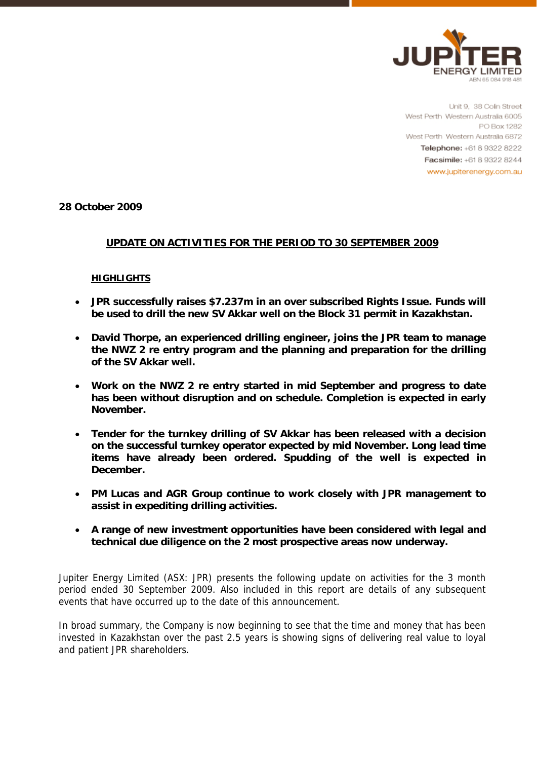**JUPITER ENERGY LIMITED**
ABN 65 084 918 481

Unit 9, 38 Colin Street
West Perth Western Australia 6005
PO Box 1282
West Perth Western Australia 6872
**Telephone:** +61 8 9322 8222
**Facsimile:** +61 8 9322 8244
www.jupiterenergy.com.au

**28 October 2009**

## UPDATE ON ACTIVITIES FOR THE PERIOD TO 30 SEPTEMBER 2009

### HIGHLIGHTS

- **JPR successfully raises $7.237m in an over subscribed Rights Issue. Funds will be used to drill the new SV Akkar well on the Block 31 permit in Kazakhstan.**
- **David Thorpe, an experienced drilling engineer, joins the JPR team to manage the NWZ 2 re entry program and the planning and preparation for the drilling of the SV Akkar well.**
- **Work on the NWZ 2 re entry started in mid September and progress to date has been without disruption and on schedule. Completion is expected in early November.**
- **Tender for the turnkey drilling of SV Akkar has been released with a decision on the successful turnkey operator expected by mid November. Long lead time items have already been ordered. Spudding of the well is expected in December.**
- **PM Lucas and AGR Group continue to work closely with JPR management to assist in expediting drilling activities.**
- **A range of new investment opportunities have been considered with legal and technical due diligence on the 2 most prospective areas now underway.**

Jupiter Energy Limited (ASX: JPR) presents the following update on activities for the 3 month period ended 30 September 2009. Also included in this report are details of any subsequent events that have occurred up to the date of this announcement.

In broad summary, the Company is now beginning to see that the time and money that has been invested in Kazakhstan over the past 2.5 years is showing signs of delivering real value to loyal and patient JPR shareholders.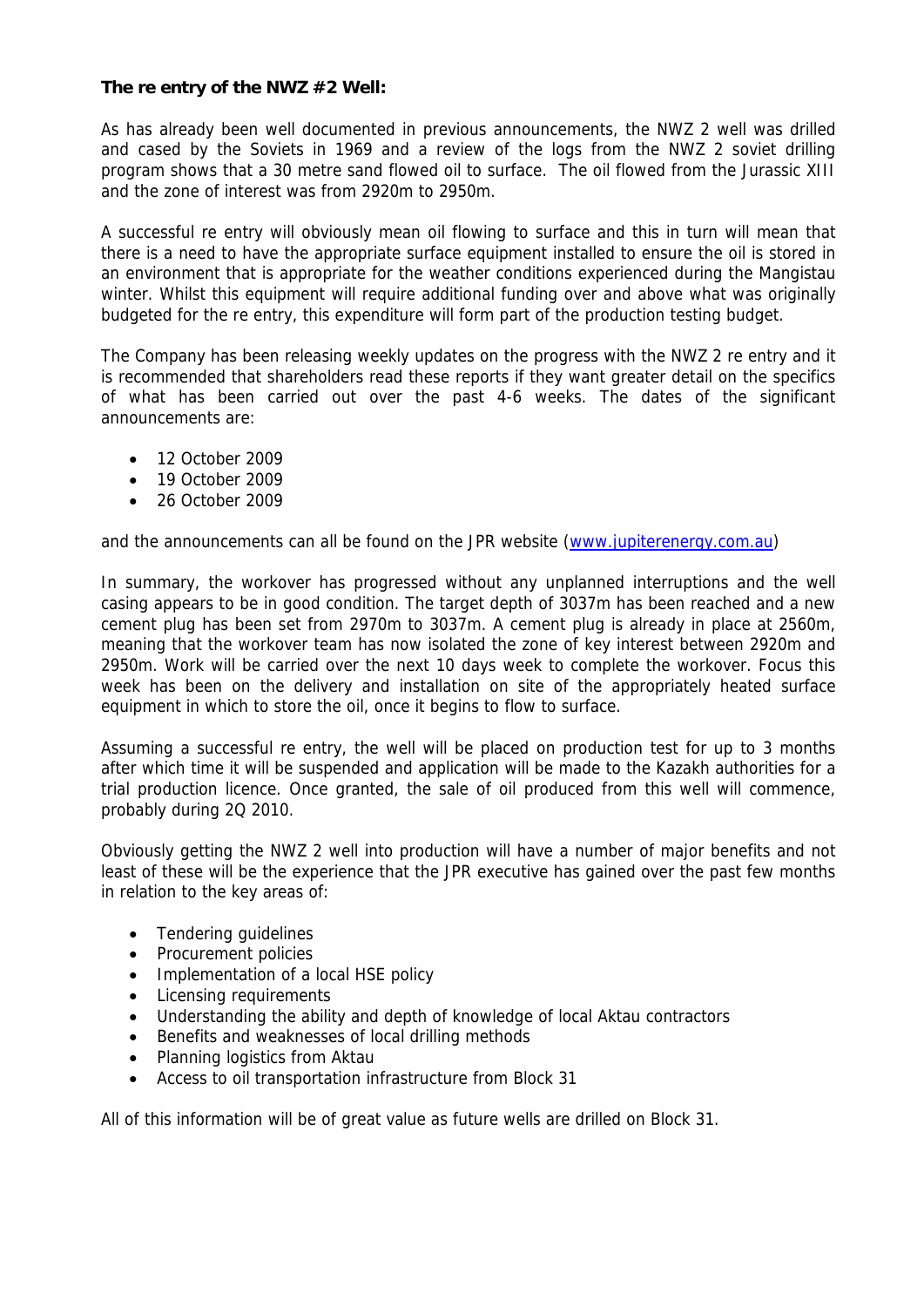**The re entry of the NWZ #2 Well:**

As has already been well documented in previous announcements, the NWZ 2 well was drilled and cased by the Soviets in 1969 and a review of the logs from the NWZ 2 soviet drilling program shows that a 30 metre sand flowed oil to surface. The oil flowed from the Jurassic XIII and the zone of interest was from 2920m to 2950m.

A successful re entry will obviously mean oil flowing to surface and this in turn will mean that there is a need to have the appropriate surface equipment installed to ensure the oil is stored in an environment that is appropriate for the weather conditions experienced during the Mangistau winter. Whilst this equipment will require additional funding over and above what was originally budgeted for the re entry, this expenditure will form part of the production testing budget.

The Company has been releasing weekly updates on the progress with the NWZ 2 re entry and it is recommended that shareholders read these reports if they want greater detail on the specifics of what has been carried out over the past 4-6 weeks. The dates of the significant announcements are:

- 12 October 2009
- 19 October 2009
- 26 October 2009

and the announcements can all be found on the JPR website (www.jupiterenergy.com.au)

In summary, the workover has progressed without any unplanned interruptions and the well casing appears to be in good condition. The target depth of 3037m has been reached and a new cement plug has been set from 2970m to 3037m. A cement plug is already in place at 2560m, meaning that the workover team has now isolated the zone of key interest between 2920m and 2950m. Work will be carried over the next 10 days week to complete the workover. Focus this week has been on the delivery and installation on site of the appropriately heated surface equipment in which to store the oil, once it begins to flow to surface.

Assuming a successful re entry, the well will be placed on production test for up to 3 months after which time it will be suspended and application will be made to the Kazakh authorities for a trial production licence. Once granted, the sale of oil produced from this well will commence, probably during 2Q 2010.

Obviously getting the NWZ 2 well into production will have a number of major benefits and not least of these will be the experience that the JPR executive has gained over the past few months in relation to the key areas of:

- Tendering guidelines
- Procurement policies
- Implementation of a local HSE policy
- Licensing requirements
- Understanding the ability and depth of knowledge of local Aktau contractors
- Benefits and weaknesses of local drilling methods
- Planning logistics from Aktau
- Access to oil transportation infrastructure from Block 31

All of this information will be of great value as future wells are drilled on Block 31.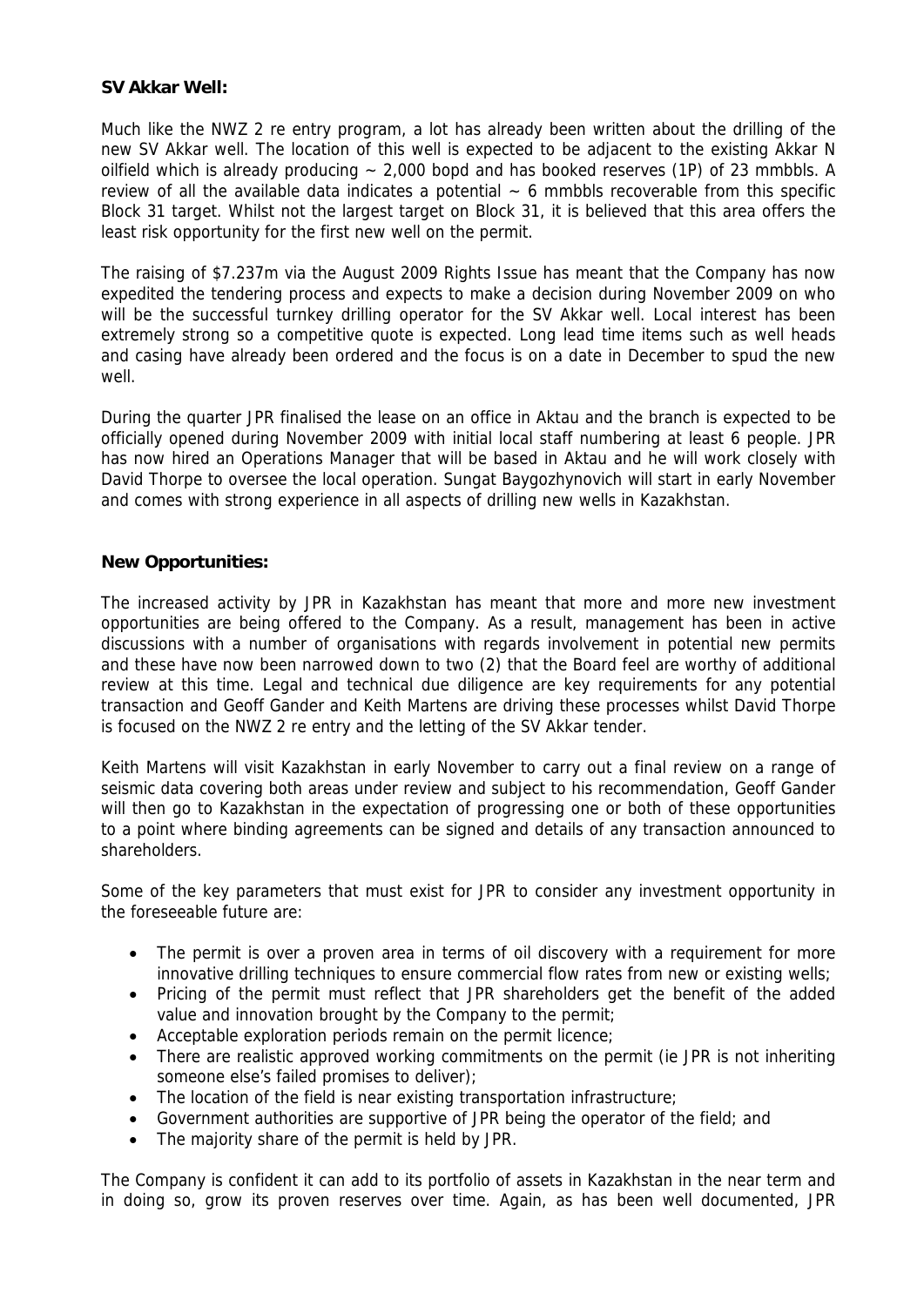**SV Akkar Well:**

Much like the NWZ 2 re entry program, a lot has already been written about the drilling of the new SV Akkar well. The location of this well is expected to be adjacent to the existing Akkar N oilfield which is already producing ~ 2,000 bopd and has booked reserves (1P) of 23 mmbbls. A review of all the available data indicates a potential ~ 6 mmbbls recoverable from this specific Block 31 target. Whilst not the largest target on Block 31, it is believed that this area offers the least risk opportunity for the first new well on the permit.

The raising of $7.237m via the August 2009 Rights Issue has meant that the Company has now expedited the tendering process and expects to make a decision during November 2009 on who will be the successful turnkey drilling operator for the SV Akkar well. Local interest has been extremely strong so a competitive quote is expected. Long lead time items such as well heads and casing have already been ordered and the focus is on a date in December to spud the new well.

During the quarter JPR finalised the lease on an office in Aktau and the branch is expected to be officially opened during November 2009 with initial local staff numbering at least 6 people. JPR has now hired an Operations Manager that will be based in Aktau and he will work closely with David Thorpe to oversee the local operation. Sungat Baygozhynovich will start in early November and comes with strong experience in all aspects of drilling new wells in Kazakhstan.

**New Opportunities:**

The increased activity by JPR in Kazakhstan has meant that more and more new investment opportunities are being offered to the Company. As a result, management has been in active discussions with a number of organisations with regards involvement in potential new permits and these have now been narrowed down to two (2) that the Board feel are worthy of additional review at this time. Legal and technical due diligence are key requirements for any potential transaction and Geoff Gander and Keith Martens are driving these processes whilst David Thorpe is focused on the NWZ 2 re entry and the letting of the SV Akkar tender.

Keith Martens will visit Kazakhstan in early November to carry out a final review on a range of seismic data covering both areas under review and subject to his recommendation, Geoff Gander will then go to Kazakhstan in the expectation of progressing one or both of these opportunities to a point where binding agreements can be signed and details of any transaction announced to shareholders.

Some of the key parameters that must exist for JPR to consider any investment opportunity in the foreseeable future are:

- The permit is over a proven area in terms of oil discovery with a requirement for more innovative drilling techniques to ensure commercial flow rates from new or existing wells;
- Pricing of the permit must reflect that JPR shareholders get the benefit of the added value and innovation brought by the Company to the permit;
- Acceptable exploration periods remain on the permit licence;
- There are realistic approved working commitments on the permit (ie JPR is not inheriting someone else's failed promises to deliver);
- The location of the field is near existing transportation infrastructure;
- Government authorities are supportive of JPR being the operator of the field; and
- The majority share of the permit is held by JPR.

The Company is confident it can add to its portfolio of assets in Kazakhstan in the near term and in doing so, grow its proven reserves over time. Again, as has been well documented, JPR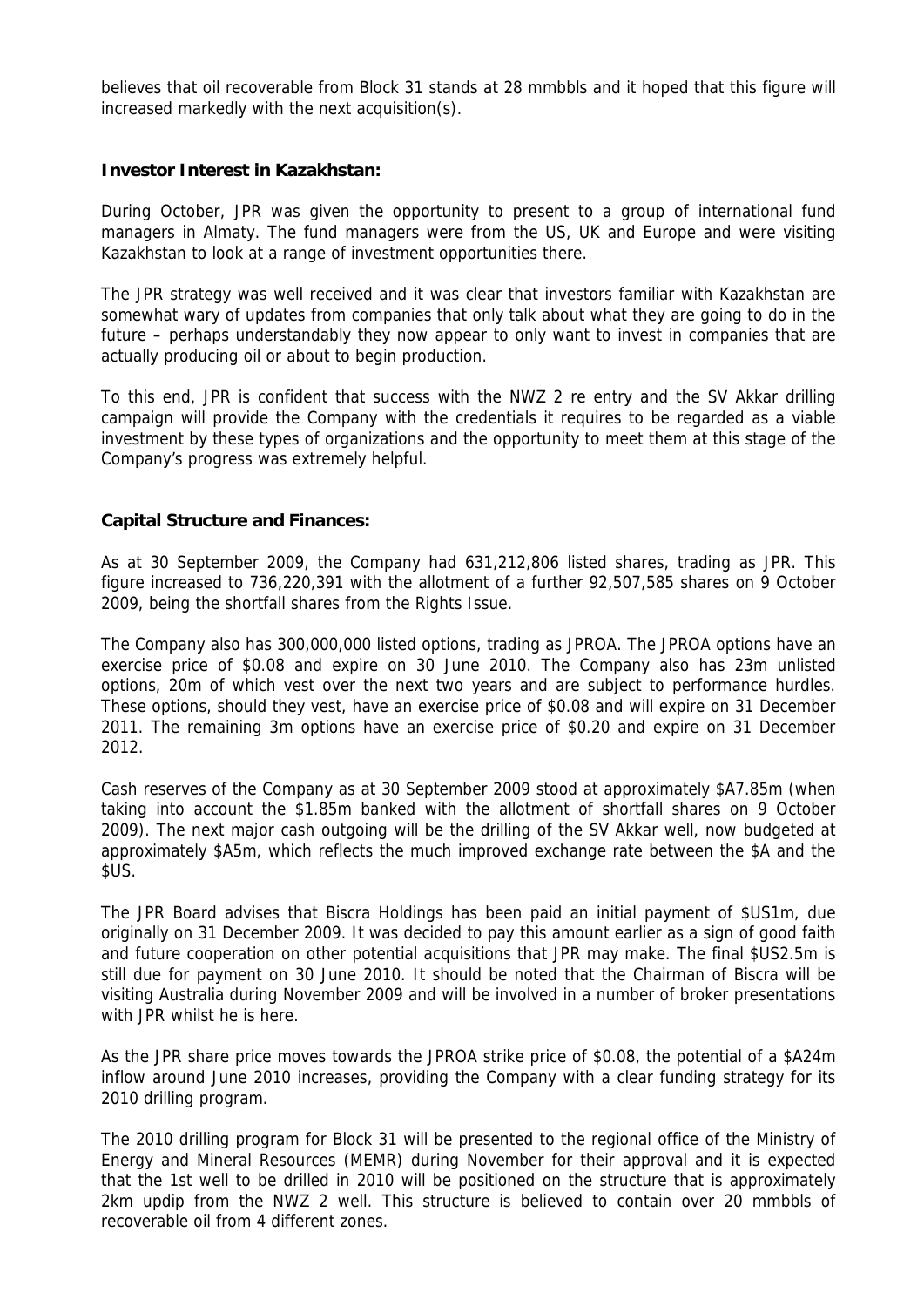believes that oil recoverable from Block 31 stands at 28 mmbbls and it hoped that this figure will increased markedly with the next acquisition(s).

**Investor Interest in Kazakhstan:**

During October, JPR was given the opportunity to present to a group of international fund managers in Almaty. The fund managers were from the US, UK and Europe and were visiting Kazakhstan to look at a range of investment opportunities there.

The JPR strategy was well received and it was clear that investors familiar with Kazakhstan are somewhat wary of updates from companies that only talk about what they are going to do in the future – perhaps understandably they now appear to only want to invest in companies that are actually producing oil or about to begin production.

To this end, JPR is confident that success with the NWZ 2 re entry and the SV Akkar drilling campaign will provide the Company with the credentials it requires to be regarded as a viable investment by these types of organizations and the opportunity to meet them at this stage of the Company's progress was extremely helpful.

**Capital Structure and Finances:**

As at 30 September 2009, the Company had 631,212,806 listed shares, trading as JPR. This figure increased to 736,220,391 with the allotment of a further 92,507,585 shares on 9 October 2009, being the shortfall shares from the Rights Issue.

The Company also has 300,000,000 listed options, trading as JPROA. The JPROA options have an exercise price of $0.08 and expire on 30 June 2010. The Company also has 23m unlisted options, 20m of which vest over the next two years and are subject to performance hurdles. These options, should they vest, have an exercise price of $0.08 and will expire on 31 December 2011. The remaining 3m options have an exercise price of $0.20 and expire on 31 December 2012.

Cash reserves of the Company as at 30 September 2009 stood at approximately $A7.85m (when taking into account the $1.85m banked with the allotment of shortfall shares on 9 October 2009). The next major cash outgoing will be the drilling of the SV Akkar well, now budgeted at approximately $A5m, which reflects the much improved exchange rate between the $A and the $US.

The JPR Board advises that Biscra Holdings has been paid an initial payment of $US1m, due originally on 31 December 2009. It was decided to pay this amount earlier as a sign of good faith and future cooperation on other potential acquisitions that JPR may make. The final $US2.5m is still due for payment on 30 June 2010. It should be noted that the Chairman of Biscra will be visiting Australia during November 2009 and will be involved in a number of broker presentations with JPR whilst he is here.

As the JPR share price moves towards the JPROA strike price of $0.08, the potential of a $A24m inflow around June 2010 increases, providing the Company with a clear funding strategy for its 2010 drilling program.

The 2010 drilling program for Block 31 will be presented to the regional office of the Ministry of Energy and Mineral Resources (MEMR) during November for their approval and it is expected that the 1st well to be drilled in 2010 will be positioned on the structure that is approximately 2km updip from the NWZ 2 well. This structure is believed to contain over 20 mmbbls of recoverable oil from 4 different zones.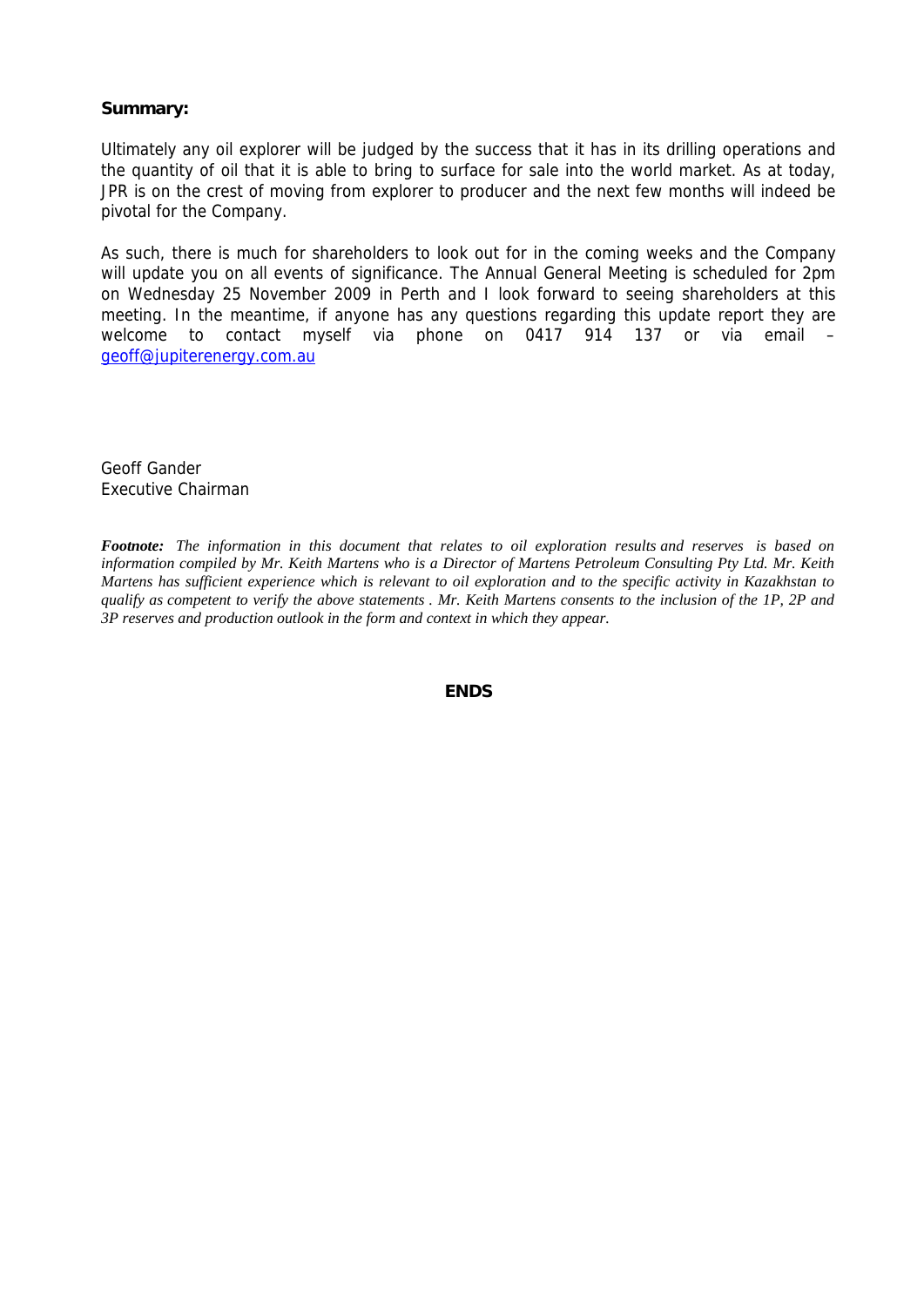**Summary:**

Ultimately any oil explorer will be judged by the success that it has in its drilling operations and the quantity of oil that it is able to bring to surface for sale into the world market. As at today, JPR is on the crest of moving from explorer to producer and the next few months will indeed be pivotal for the Company.

As such, there is much for shareholders to look out for in the coming weeks and the Company will update you on all events of significance. The Annual General Meeting is scheduled for 2pm on Wednesday 25 November 2009 in Perth and I look forward to seeing shareholders at this meeting. In the meantime, if anyone has any questions regarding this update report they are welcome to contact myself via phone on 0417 914 137 or via email – [geoff@jupiterenergy.com.au](mailto:geoff@jupiterenergy.com.au)

Geoff Gander
Executive Chairman

***Footnote:*** *The information in this document that relates to oil exploration results and reserves is based on information compiled by Mr. Keith Martens who is a Director of Martens Petroleum Consulting Pty Ltd. Mr. Keith Martens has sufficient experience which is relevant to oil exploration and to the specific activity in Kazakhstan to qualify as competent to verify the above statements . Mr. Keith Martens consents to the inclusion of the 1P, 2P and 3P reserves and production outlook in the form and context in which they appear.*

**ENDS**